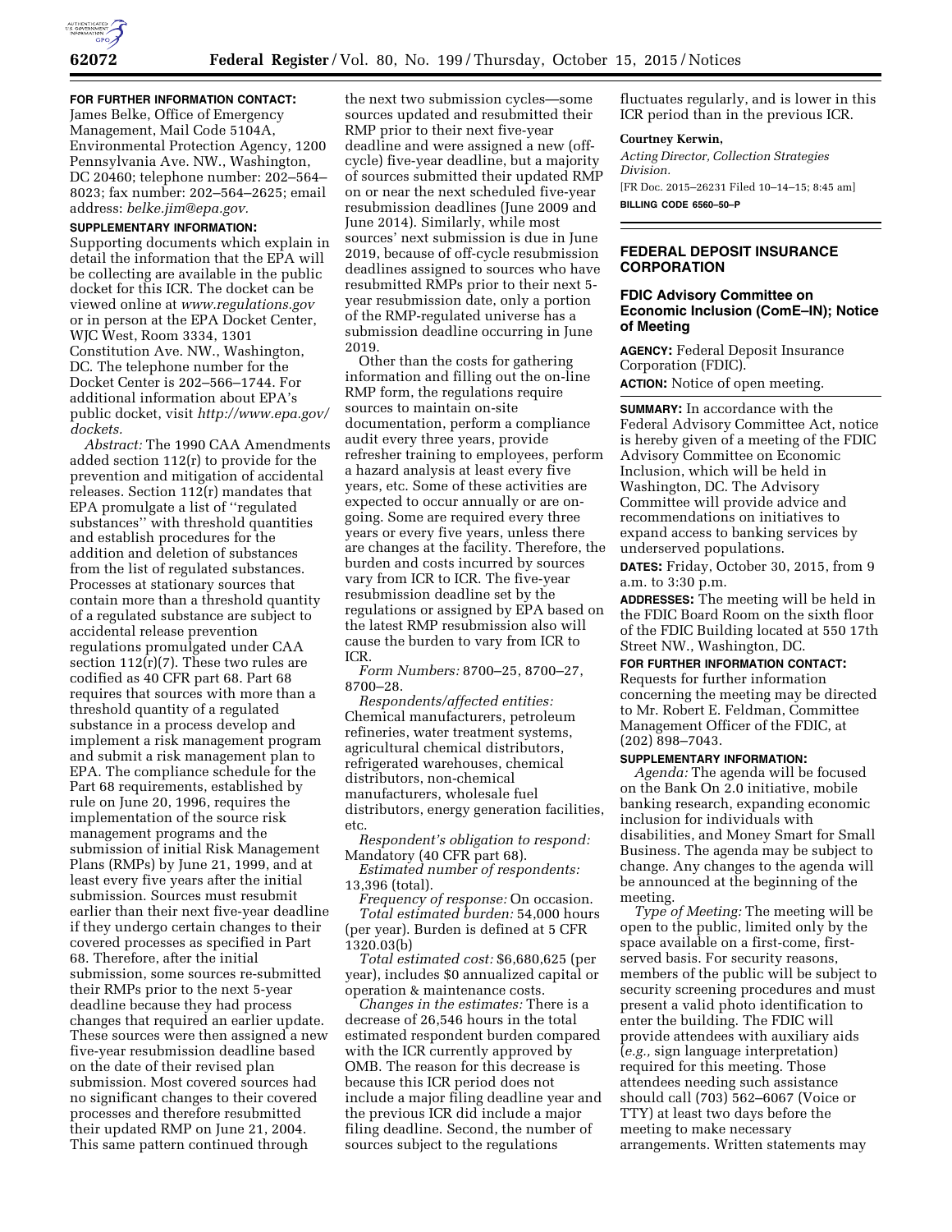**FOR FURTHER INFORMATION CONTACT:** James Belke, Office of Emergency Management, Mail Code 5104A, Environmental Protection Agency, 1200 Pennsylvania Ave. NW., Washington, DC 20460; telephone number: 202–564–8023; fax number: 202–564–2625; email address: *belke.jim@epa.gov*.

**SUPPLEMENTARY INFORMATION:** Supporting documents which explain in detail the information that the EPA will be collecting are available in the public docket for this ICR. The docket can be viewed online at *www.regulations.gov* or in person at the EPA Docket Center, WJC West, Room 3334, 1301 Constitution Ave. NW., Washington, DC. The telephone number for the Docket Center is 202–566–1744. For additional information about EPA's public docket, visit *http://www.epa.gov/dockets*.

*Abstract:* The 1990 CAA Amendments added section 112(r) to provide for the prevention and mitigation of accidental releases. Section 112(r) mandates that EPA promulgate a list of ''regulated substances'' with threshold quantities and establish procedures for the addition and deletion of substances from the list of regulated substances. Processes at stationary sources that contain more than a threshold quantity of a regulated substance are subject to accidental release prevention regulations promulgated under CAA section 112(r)(7). These two rules are codified as 40 CFR part 68. Part 68 requires that sources with more than a threshold quantity of a regulated substance in a process develop and implement a risk management program and submit a risk management plan to EPA. The compliance schedule for the Part 68 requirements, established by rule on June 20, 1996, requires the implementation of the source risk management programs and the submission of initial Risk Management Plans (RMPs) by June 21, 1999, and at least every five years after the initial submission. Sources must resubmit earlier than their next five-year deadline if they undergo certain changes to their covered processes as specified in Part 68. Therefore, after the initial submission, some sources re-submitted their RMPs prior to the next 5-year deadline because they had process changes that required an earlier update. These sources were then assigned a new five-year resubmission deadline based on the date of their revised plan submission. Most covered sources had no significant changes to their covered processes and therefore resubmitted their updated RMP on June 21, 2004. This same pattern continued through the next two submission cycles—some sources updated and resubmitted their RMP prior to their next five-year deadline and were assigned a new (off-cycle) five-year deadline, but a majority of sources submitted their updated RMP on or near the next scheduled five-year resubmission deadlines (June 2009 and June 2014). Similarly, while most sources' next submission is due in June 2019, because of off-cycle resubmission deadlines assigned to sources who have resubmitted RMPs prior to their next 5-year resubmission date, only a portion of the RMP-regulated universe has a submission deadline occurring in June 2019.

Other than the costs for gathering information and filling out the on-line RMP form, the regulations require sources to maintain on-site documentation, perform a compliance audit every three years, provide refresher training to employees, perform a hazard analysis at least every five years, etc. Some of these activities are expected to occur annually or are on-going. Some are required every three years or every five years, unless there are changes at the facility. Therefore, the burden and costs incurred by sources vary from ICR to ICR. The five-year resubmission deadline set by the regulations or assigned by EPA based on the latest RMP resubmission also will cause the burden to vary from ICR to ICR.

*Form Numbers:* 8700–25, 8700–27, 8700–28.

*Respondents/affected entities:* Chemical manufacturers, petroleum refineries, water treatment systems, agricultural chemical distributors, refrigerated warehouses, chemical distributors, non-chemical manufacturers, wholesale fuel distributors, energy generation facilities, etc.

*Respondent's obligation to respond:* Mandatory (40 CFR part 68).

*Estimated number of respondents:* 13,396 (total).

*Frequency of response:* On occasion.

*Total estimated burden:* 54,000 hours (per year). Burden is defined at 5 CFR 1320.03(b)

*Total estimated cost:* $6,680,625 (per year), includes $0 annualized capital or operation & maintenance costs.

*Changes in the estimates:* There is a decrease of 26,546 hours in the total estimated respondent burden compared with the ICR currently approved by OMB. The reason for this decrease is because this ICR period does not include a major filing deadline year and the previous ICR did include a major filing deadline. Second, the number of sources subject to the regulations fluctuates regularly, and is lower in this ICR period than in the previous ICR.

**Courtney Kerwin,**

*Acting Director, Collection Strategies Division.*

[FR Doc. 2015–26231 Filed 10–14–15; 8:45 am]

**BILLING CODE 6560–50–P**

## FEDERAL DEPOSIT INSURANCE CORPORATION

### FDIC Advisory Committee on Economic Inclusion (ComE–IN); Notice of Meeting

**AGENCY:** Federal Deposit Insurance Corporation (FDIC).

**ACTION:** Notice of open meeting.

**SUMMARY:** In accordance with the Federal Advisory Committee Act, notice is hereby given of a meeting of the FDIC Advisory Committee on Economic Inclusion, which will be held in Washington, DC. The Advisory Committee will provide advice and recommendations on initiatives to expand access to banking services by underserved populations.

**DATES:** Friday, October 30, 2015, from 9 a.m. to 3:30 p.m.

**ADDRESSES:** The meeting will be held in the FDIC Board Room on the sixth floor of the FDIC Building located at 550 17th Street NW., Washington, DC.

**FOR FURTHER INFORMATION CONTACT:** Requests for further information concerning the meeting may be directed to Mr. Robert E. Feldman, Committee Management Officer of the FDIC, at (202) 898–7043.

**SUPPLEMENTARY INFORMATION:**

*Agenda:* The agenda will be focused on the Bank On 2.0 initiative, mobile banking research, expanding economic inclusion for individuals with disabilities, and Money Smart for Small Business. The agenda may be subject to change. Any changes to the agenda will be announced at the beginning of the meeting.

*Type of Meeting:* The meeting will be open to the public, limited only by the space available on a first-come, first-served basis. For security reasons, members of the public will be subject to security screening procedures and must present a valid photo identification to enter the building. The FDIC will provide attendees with auxiliary aids (*e.g.,* sign language interpretation) required for this meeting. Those attendees needing such assistance should call (703) 562–6067 (Voice or TTY) at least two days before the meeting to make necessary arrangements. Written statements may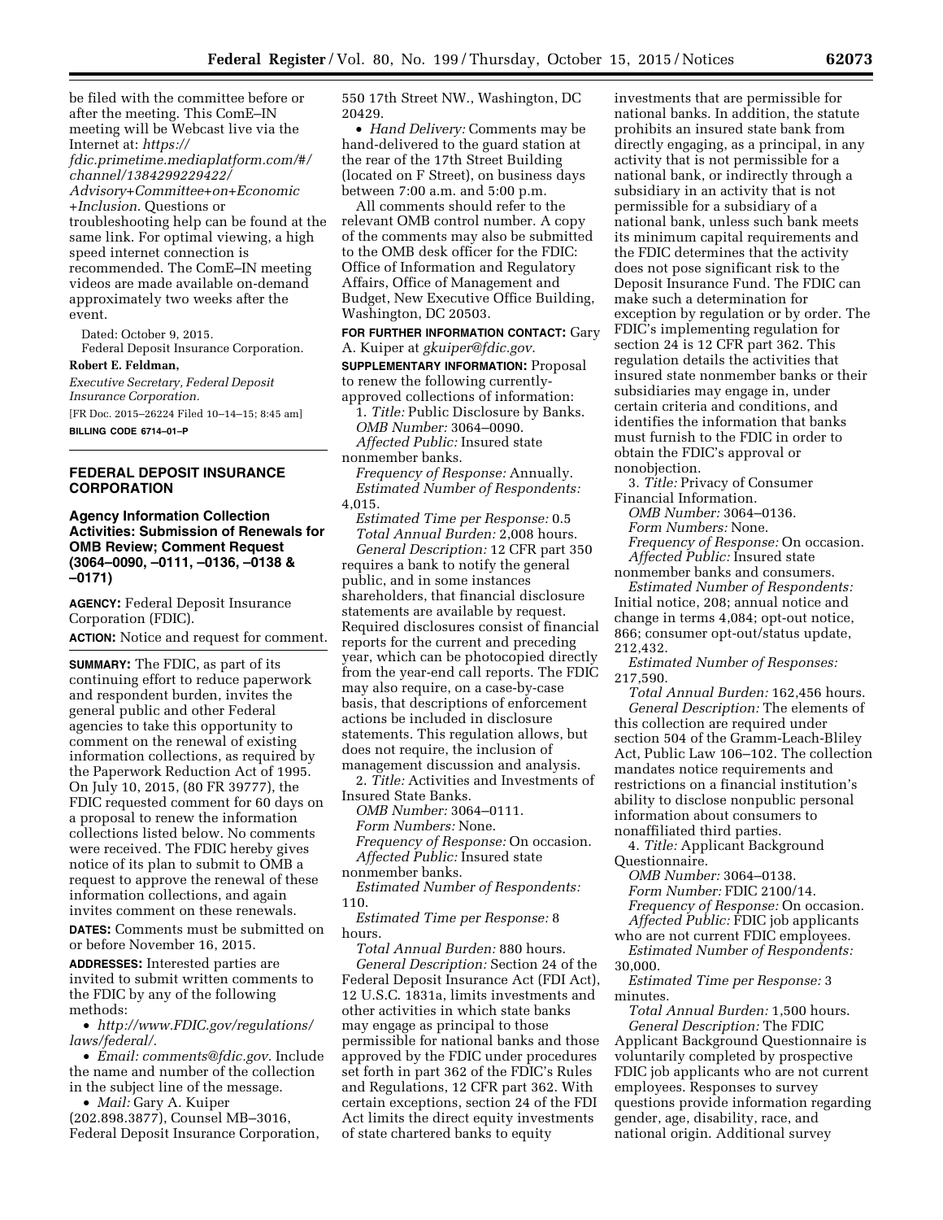be filed with the committee before or after the meeting. This ComE–IN meeting will be Webcast live via the Internet at: *https://fdic.primetime.mediaplatform.com/#/channel/1384299229422/Advisory+Committee+on+Economic+Inclusion*. Questions or troubleshooting help can be found at the same link. For optimal viewing, a high speed internet connection is recommended. The ComE–IN meeting videos are made available on-demand approximately two weeks after the event.

Dated: October 9, 2015.

Federal Deposit Insurance Corporation.

**Robert E. Feldman,**

*Executive Secretary, Federal Deposit Insurance Corporation.*

[FR Doc. 2015–26224 Filed 10–14–15; 8:45 am]

**BILLING CODE 6714–01–P**

## FEDERAL DEPOSIT INSURANCE CORPORATION

### Agency Information Collection Activities: Submission of Renewals for OMB Review; Comment Request (3064–0090, –0111, –0136, –0138 & –0171)

**AGENCY:** Federal Deposit Insurance Corporation (FDIC).

**ACTION:** Notice and request for comment.

**SUMMARY:** The FDIC, as part of its continuing effort to reduce paperwork and respondent burden, invites the general public and other Federal agencies to take this opportunity to comment on the renewal of existing information collections, as required by the Paperwork Reduction Act of 1995. On July 10, 2015, (80 FR 39777), the FDIC requested comment for 60 days on a proposal to renew the information collections listed below. No comments were received. The FDIC hereby gives notice of its plan to submit to OMB a request to approve the renewal of these information collections, and again invites comment on these renewals.

**DATES:** Comments must be submitted on or before November 16, 2015.

**ADDRESSES:** Interested parties are invited to submit written comments to the FDIC by any of the following methods:

- *http://www.FDIC.gov/regulations/laws/federal/.*
- *Email: comments@fdic.gov.* Include the name and number of the collection in the subject line of the message.
- *Mail:* Gary A. Kuiper (202.898.3877), Counsel MB–3016, Federal Deposit Insurance Corporation, 550 17th Street NW., Washington, DC 20429.
- *Hand Delivery:* Comments may be hand-delivered to the guard station at the rear of the 17th Street Building (located on F Street), on business days between 7:00 a.m. and 5:00 p.m.

All comments should refer to the relevant OMB control number. A copy of the comments may also be submitted to the OMB desk officer for the FDIC: Office of Information and Regulatory Affairs, Office of Management and Budget, New Executive Office Building, Washington, DC 20503.

**FOR FURTHER INFORMATION CONTACT:** Gary A. Kuiper at *gkuiper@fdic.gov.*

**SUPPLEMENTARY INFORMATION:** Proposal to renew the following currently-approved collections of information:

1. *Title:* Public Disclosure by Banks.

*OMB Number:* 3064–0090.

*Affected Public:* Insured state nonmember banks.

*Frequency of Response:* Annually.

*Estimated Number of Respondents:* 4,015.

*Estimated Time per Response:* 0.5

*Total Annual Burden:* 2,008 hours.

*General Description:* 12 CFR part 350 requires a bank to notify the general public, and in some instances shareholders, that financial disclosure statements are available by request. Required disclosures consist of financial reports for the current and preceding year, which can be photocopied directly from the year-end call reports. The FDIC may also require, on a case-by-case basis, that descriptions of enforcement actions be included in disclosure statements. This regulation allows, but does not require, the inclusion of management discussion and analysis.

2. *Title:* Activities and Investments of Insured State Banks.

*OMB Number:* 3064–0111.

*Form Numbers:* None.

*Frequency of Response:* On occasion.

*Affected Public:* Insured state nonmember banks.

*Estimated Number of Respondents:* 110.

*Estimated Time per Response:* 8 hours.

*Total Annual Burden:* 880 hours.

*General Description:* Section 24 of the Federal Deposit Insurance Act (FDI Act), 12 U.S.C. 1831a, limits investments and other activities in which state banks may engage as principal to those permissible for national banks and those approved by the FDIC under procedures set forth in part 362 of the FDIC's Rules and Regulations, 12 CFR part 362. With certain exceptions, section 24 of the FDI Act limits the direct equity investments of state chartered banks to equity investments that are permissible for national banks. In addition, the statute prohibits an insured state bank from directly engaging, as a principal, in any activity that is not permissible for a national bank, or indirectly through a subsidiary in an activity that is not permissible for a subsidiary of a national bank, unless such bank meets its minimum capital requirements and the FDIC determines that the activity does not pose significant risk to the Deposit Insurance Fund. The FDIC can make such a determination for exception by regulation or by order. The FDIC's implementing regulation for section 24 is 12 CFR part 362. This regulation details the activities that insured state nonmember banks or their subsidiaries may engage in, under certain criteria and conditions, and identifies the information that banks must furnish to the FDIC in order to obtain the FDIC's approval or nonobjection.

3. *Title:* Privacy of Consumer Financial Information.

*OMB Number:* 3064–0136.

*Form Numbers:* None.

*Frequency of Response:* On occasion.

*Affected Public:* Insured state nonmember banks and consumers.

*Estimated Number of Respondents:* Initial notice, 208; annual notice and change in terms 4,084; opt-out notice, 866; consumer opt-out/status update, 212,432.

*Estimated Number of Responses:* 217,590.

*Total Annual Burden:* 162,456 hours.

*General Description:* The elements of this collection are required under section 504 of the Gramm-Leach-Bliley Act, Public Law 106–102. The collection mandates notice requirements and restrictions on a financial institution's ability to disclose nonpublic personal information about consumers to nonaffiliated third parties.

4. *Title:* Applicant Background Questionnaire.

*OMB Number:* 3064–0138.

*Form Number:* FDIC 2100/14.

*Frequency of Response:* On occasion.

*Affected Public:* FDIC job applicants who are not current FDIC employees.

*Estimated Number of Respondents:* 30,000.

*Estimated Time per Response:* 3 minutes.

*Total Annual Burden:* 1,500 hours.

*General Description:* The FDIC Applicant Background Questionnaire is voluntarily completed by prospective FDIC job applicants who are not current employees. Responses to survey questions provide information regarding gender, age, disability, race, and national origin. Additional survey